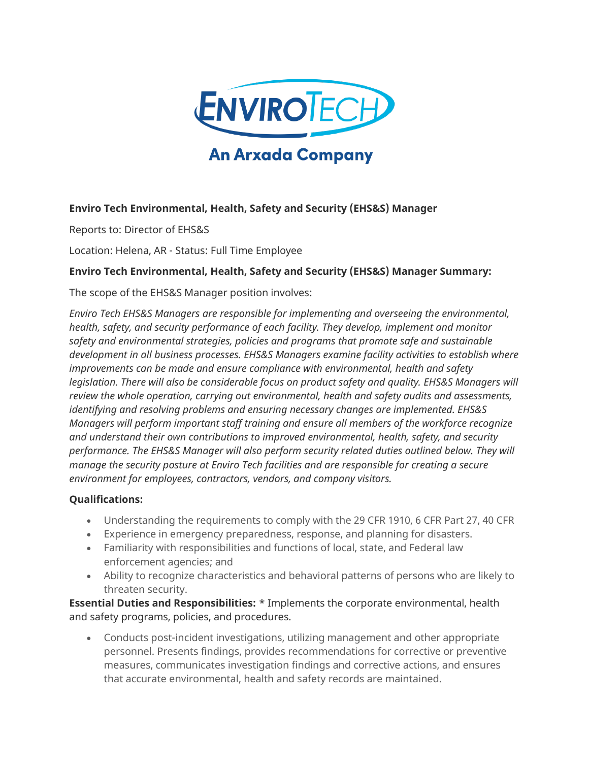**Enviro Tech Environmental, Health, Safety and Security (EHS&S) Manager**

Reports to: Director of EHS&S

Location: Helena, AR - Status: Full Time Employee

**Enviro Tech Environmental, Health, Safety and Security (EHS&S) Manager Summary:**

The scope of the EHS&S Manager position involves:

*Enviro Tech EHS&S Managers are responsible for implementing and overseeing the environmental, health, safety, and security performance of each facility. They develop, implement and monitor safety and environmental strategies, policies and programs that promote safe and sustainable development in all business processes. EHS&S Managers examine facility activities to establish where improvements can be made and ensure compliance with environmental, health and safety legislation. There will also be considerable focus on product safety and quality. EHS&S Managers will review the whole operation, carrying out environmental, health and safety audits and assessments, identifying and resolving problems and ensuring necessary changes are implemented. EHS&S Managers will perform important staff training and ensure all members of the workforce recognize and understand their own contributions to improved environmental, health, safety, and security performance. The EHS&S Manager will also perform security related duties outlined below. They will manage the security posture at Enviro Tech facilities and are responsible for creating a secure environment for employees, contractors, vendors, and company visitors.*

**Qualifications:**

- Understanding the requirements to comply with the 29 CFR 1910, 6 CFR Part 27, 40 CFR
- Experience in emergency preparedness, response, and planning for disasters.
- Familiarity with responsibilities and functions of local, state, and Federal law enforcement agencies; and
- Ability to recognize characteristics and behavioral patterns of persons who are likely to threaten security.

**Essential Duties and Responsibilities:** * Implements the corporate environmental, health and safety programs, policies, and procedures.

- Conducts post-incident investigations, utilizing management and other appropriate personnel. Presents findings, provides recommendations for corrective or preventive measures, communicates investigation findings and corrective actions, and ensures that accurate environmental, health and safety records are maintained.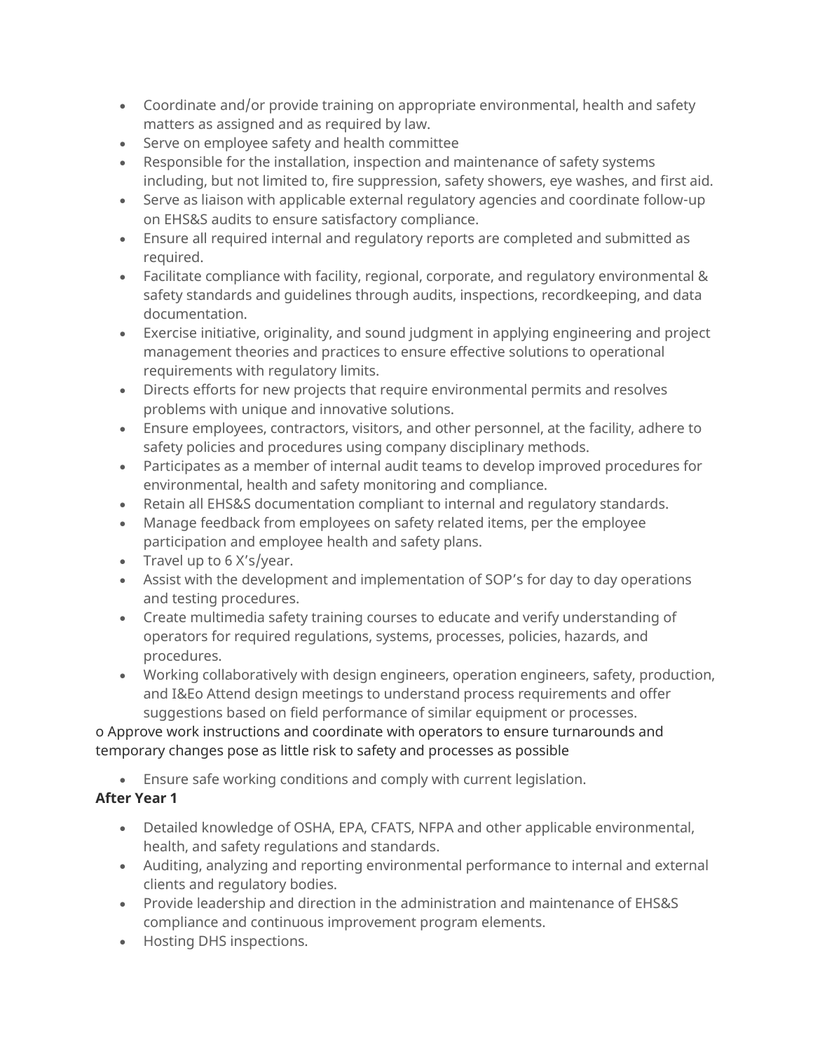- Coordinate and/or provide training on appropriate environmental, health and safety matters as assigned and as required by law.
- Serve on employee safety and health committee
- Responsible for the installation, inspection and maintenance of safety systems including, but not limited to, fire suppression, safety showers, eye washes, and first aid.
- Serve as liaison with applicable external regulatory agencies and coordinate follow-up on EHS&S audits to ensure satisfactory compliance.
- Ensure all required internal and regulatory reports are completed and submitted as required.
- Facilitate compliance with facility, regional, corporate, and regulatory environmental & safety standards and guidelines through audits, inspections, recordkeeping, and data documentation.
- Exercise initiative, originality, and sound judgment in applying engineering and project management theories and practices to ensure effective solutions to operational requirements with regulatory limits.
- Directs efforts for new projects that require environmental permits and resolves problems with unique and innovative solutions.
- Ensure employees, contractors, visitors, and other personnel, at the facility, adhere to safety policies and procedures using company disciplinary methods.
- Participates as a member of internal audit teams to develop improved procedures for environmental, health and safety monitoring and compliance.
- Retain all EHS&S documentation compliant to internal and regulatory standards.
- Manage feedback from employees on safety related items, per the employee participation and employee health and safety plans.
- Travel up to 6 X's/year.
- Assist with the development and implementation of SOP's for day to day operations and testing procedures.
- Create multimedia safety training courses to educate and verify understanding of operators for required regulations, systems, processes, policies, hazards, and procedures.
- Working collaboratively with design engineers, operation engineers, safety, production, and I&Eo Attend design meetings to understand process requirements and offer suggestions based on field performance of similar equipment or processes.

o Approve work instructions and coordinate with operators to ensure turnarounds and temporary changes pose as little risk to safety and processes as possible

- Ensure safe working conditions and comply with current legislation.

**After Year 1**

- Detailed knowledge of OSHA, EPA, CFATS, NFPA and other applicable environmental, health, and safety regulations and standards.
- Auditing, analyzing and reporting environmental performance to internal and external clients and regulatory bodies.
- Provide leadership and direction in the administration and maintenance of EHS&S compliance and continuous improvement program elements.
- Hosting DHS inspections.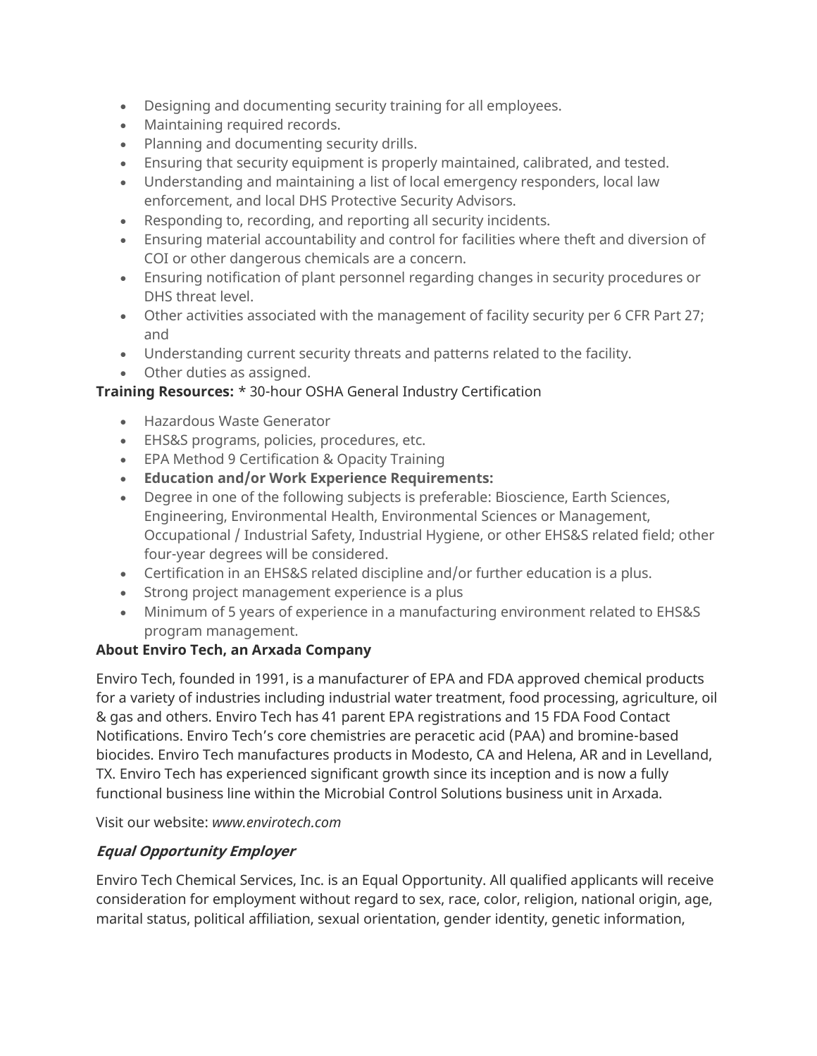- Designing and documenting security training for all employees.
- Maintaining required records.
- Planning and documenting security drills.
- Ensuring that security equipment is properly maintained, calibrated, and tested.
- Understanding and maintaining a list of local emergency responders, local law enforcement, and local DHS Protective Security Advisors.
- Responding to, recording, and reporting all security incidents.
- Ensuring material accountability and control for facilities where theft and diversion of COI or other dangerous chemicals are a concern.
- Ensuring notification of plant personnel regarding changes in security procedures or DHS threat level.
- Other activities associated with the management of facility security per 6 CFR Part 27; and
- Understanding current security threats and patterns related to the facility.
- Other duties as assigned.

**Training Resources:** * 30-hour OSHA General Industry Certification

- Hazardous Waste Generator
- EHS&S programs, policies, procedures, etc.
- EPA Method 9 Certification & Opacity Training
- **Education and/or Work Experience Requirements:**
- Degree in one of the following subjects is preferable: Bioscience, Earth Sciences, Engineering, Environmental Health, Environmental Sciences or Management, Occupational / Industrial Safety, Industrial Hygiene, or other EHS&S related field; other four-year degrees will be considered.
- Certification in an EHS&S related discipline and/or further education is a plus.
- Strong project management experience is a plus
- Minimum of 5 years of experience in a manufacturing environment related to EHS&S program management.

**About Enviro Tech, an Arxada Company**

Enviro Tech, founded in 1991, is a manufacturer of EPA and FDA approved chemical products for a variety of industries including industrial water treatment, food processing, agriculture, oil & gas and others. Enviro Tech has 41 parent EPA registrations and 15 FDA Food Contact Notifications. Enviro Tech's core chemistries are peracetic acid (PAA) and bromine-based biocides. Enviro Tech manufactures products in Modesto, CA and Helena, AR and in Levelland, TX. Enviro Tech has experienced significant growth since its inception and is now a fully functional business line within the Microbial Control Solutions business unit in Arxada.

Visit our website: *www.envirotech.com*

### ***Equal Opportunity Employer***

Enviro Tech Chemical Services, Inc. is an Equal Opportunity. All qualified applicants will receive consideration for employment without regard to sex, race, color, religion, national origin, age, marital status, political affiliation, sexual orientation, gender identity, genetic information,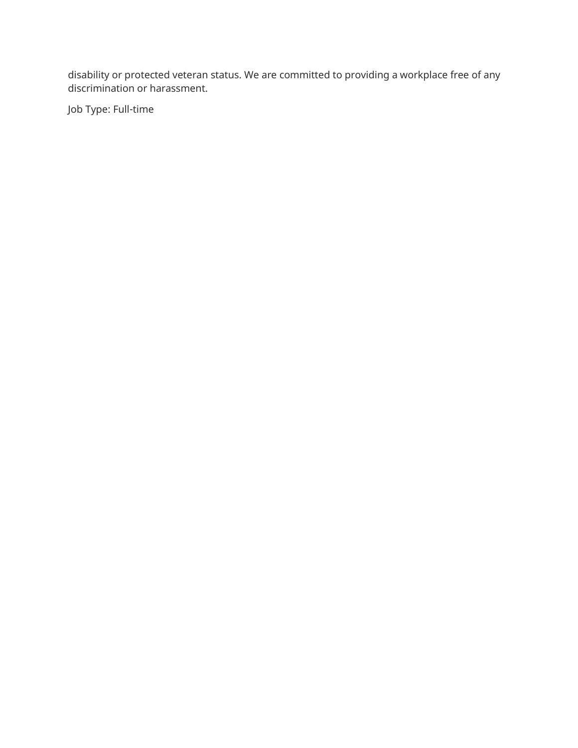disability or protected veteran status. We are committed to providing a workplace free of any discrimination or harassment.

Job Type: Full-time